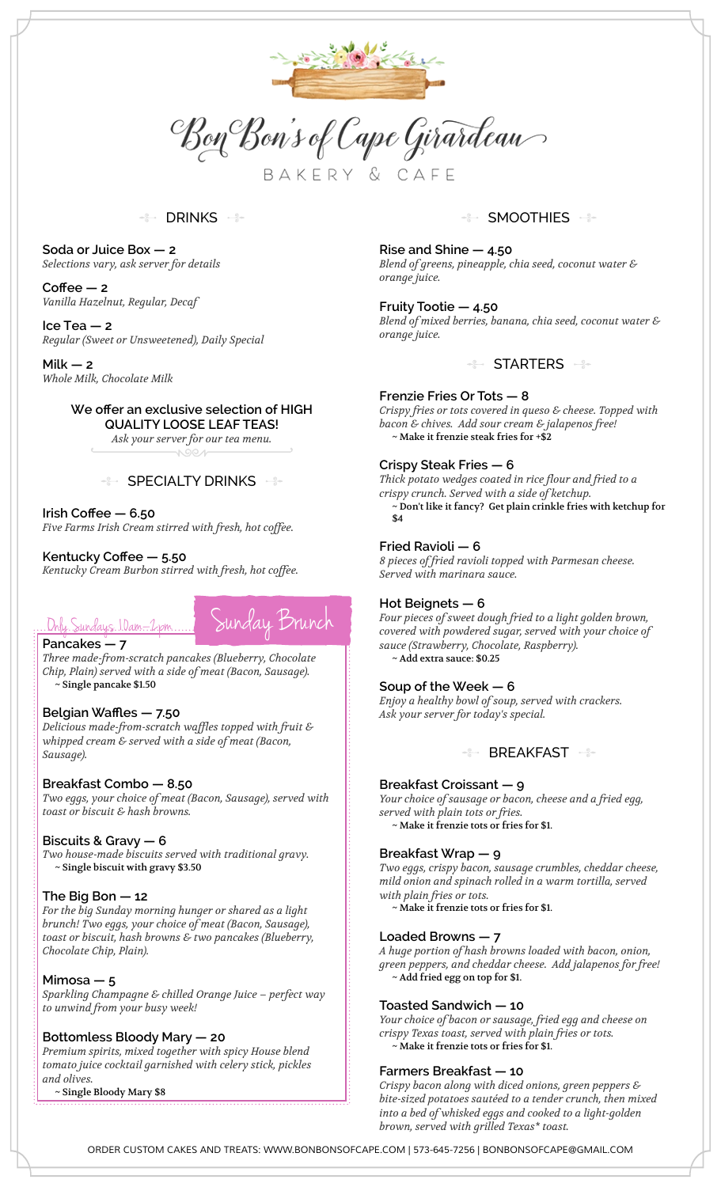# Bon Bon's of Cape Girardeau

BAKERY & CAFE

## DRINKS

**Soda or Juice Box — 2**
*Selections vary, ask server for details*

**Coffee — 2**
*Vanilla Hazelnut, Regular, Decaf*

**Ice Tea — 2**
*Regular (Sweet or Unsweetened), Daily Special*

**Milk — 2**
*Whole Milk, Chocolate Milk*

**We offer an exclusive selection of HIGH QUALITY LOOSE LEAF TEAS!**
*Ask your server for our tea menu.*

## SPECIALTY DRINKS

**Irish Coffee — 6.50**
*Five Farms Irish Cream stirred with fresh, hot coffee.*

**Kentucky Coffee — 5.50**
*Kentucky Cream Burbon stirred with fresh, hot coffee.*

## Sunday Brunch

Only Sundays, 10am-2pm

**Pancakes — 7**
*Three made-from-scratch pancakes (Blueberry, Chocolate Chip, Plain) served with a side of meat (Bacon, Sausage).*
~ Single pancake $1.50

**Belgian Waffles — 7.50**
*Delicious made-from-scratch waffles topped with fruit & whipped cream & served with a side of meat (Bacon, Sausage).*

**Breakfast Combo — 8.50**
*Two eggs, your choice of meat (Bacon, Sausage), served with toast or biscuit & hash browns.*

**Biscuits & Gravy — 6**
*Two house-made biscuits served with traditional gravy.*
~ Single biscuit with gravy $3.50

**The Big Bon — 12**
*For the big Sunday morning hunger or shared as a light brunch! Two eggs, your choice of meat (Bacon, Sausage), toast or biscuit, hash browns & two pancakes (Blueberry, Chocolate Chip, Plain).*

**Mimosa — 5**
*Sparkling Champagne & chilled Orange Juice – perfect way to unwind from your busy week!*

**Bottomless Bloody Mary — 20**
*Premium spirits, mixed together with spicy House blend tomato juice cocktail garnished with celery stick, pickles and olives.*
~ Single Bloody Mary $8

## SMOOTHIES

**Rise and Shine — 4.50**
*Blend of greens, pineapple, chia seed, coconut water & orange juice.*

**Fruity Tootie — 4.50**
*Blend of mixed berries, banana, chia seed, coconut water & orange juice.*

## STARTERS

**Frenzie Fries Or Tots — 8**
*Crispy fries or tots covered in queso & cheese. Topped with bacon & chives. Add sour cream & jalapenos free!*
~ Make it frenzie steak fries for +$2

**Crispy Steak Fries — 6**
*Thick potato wedges coated in rice flour and fried to a crispy crunch. Served with a side of ketchup.*
~ Don't like it fancy? Get plain crinkle fries with ketchup for $4

**Fried Ravioli — 6**
*8 pieces of fried ravioli topped with Parmesan cheese. Served with marinara sauce.*

**Hot Beignets — 6**
*Four pieces of sweet dough fried to a light golden brown, covered with powdered sugar, served with your choice of sauce (Strawberry, Chocolate, Raspberry).*
~ Add extra sauce: $0.25

**Soup of the Week — 6**
*Enjoy a healthy bowl of soup, served with crackers. Ask your server for today's special.*

## BREAKFAST

**Breakfast Croissant — 9**
*Your choice of sausage or bacon, cheese and a fried egg, served with plain tots or fries.*
~ Make it frenzie tots or fries for $1.

**Breakfast Wrap — 9**
*Two eggs, crispy bacon, sausage crumbles, cheddar cheese, mild onion and spinach rolled in a warm tortilla, served with plain fries or tots.*
~ Make it frenzie tots or fries for $1.

**Loaded Browns — 7**
*A huge portion of hash browns loaded with bacon, onion, green peppers, and cheddar cheese. Add jalapenos for free!*
~ Add fried egg on top for $1.

**Toasted Sandwich — 10**
*Your choice of bacon or sausage, fried egg and cheese on crispy Texas toast, served with plain fries or tots.*
~ Make it frenzie tots or fries for $1.

**Farmers Breakfast — 10**
*Crispy bacon along with diced onions, green peppers & bite-sized potatoes sautéed to a tender crunch, then mixed into a bed of whisked eggs and cooked to a light-golden brown, served with grilled Texas* toast.*

ORDER CUSTOM CAKES AND TREATS: WWW.BONBONSOFCAPE.COM | 573-645-7256 | BONBONSOFCAPE@GMAIL.COM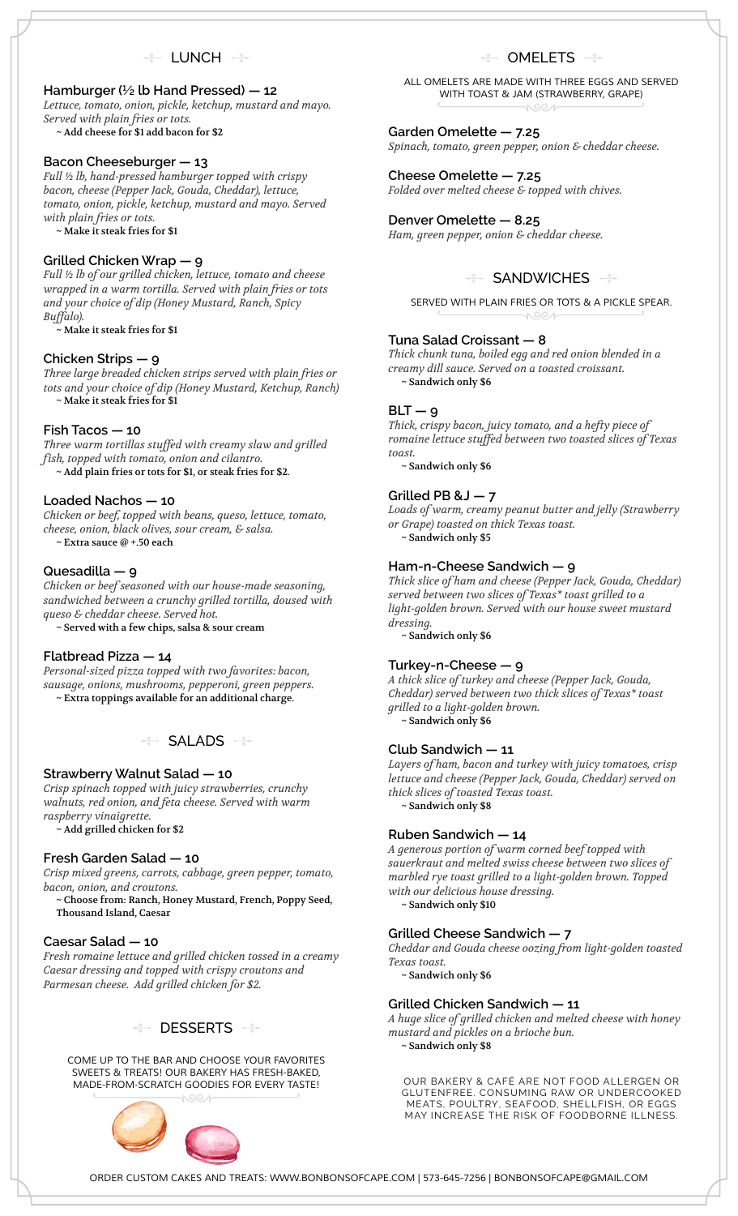## LUNCH

### Hamburger (½ lb Hand Pressed) — 12

*Lettuce, tomato, onion, pickle, ketchup, mustard and mayo. Served with plain fries or tots.*

~ Add cheese for $1 add bacon for $2

### Bacon Cheeseburger — 13

*Full ½ lb, hand-pressed hamburger topped with crispy bacon, cheese (Pepper Jack, Gouda, Cheddar), lettuce, tomato, onion, pickle, ketchup, mustard and mayo. Served with plain fries or tots.*

~ Make it steak fries for $1

### Grilled Chicken Wrap — 9

*Full ½ lb of our grilled chicken, lettuce, tomato and cheese wrapped in a warm tortilla. Served with plain fries or tots and your choice of dip (Honey Mustard, Ranch, Spicy Buffalo).*

~ Make it steak fries for $1

### Chicken Strips — 9

*Three large breaded chicken strips served with plain fries or tots and your choice of dip (Honey Mustard, Ketchup, Ranch)*

~ Make it steak fries for $1

### Fish Tacos — 10

*Three warm tortillas stuffed with creamy slaw and grilled fish, topped with tomato, onion and cilantro.*

~ Add plain fries or tots for $1, or steak fries for $2.

### Loaded Nachos — 10

*Chicken or beef, topped with beans, queso, lettuce, tomato, cheese, onion, black olives, sour cream, & salsa.*

~ Extra sauce @ +.50 each

### Quesadilla — 9

*Chicken or beef seasoned with our house-made seasoning, sandwiched between a crunchy grilled tortilla, doused with queso & cheddar cheese. Served hot.*

~ Served with a few chips, salsa & sour cream

### Flatbread Pizza — 14

*Personal-sized pizza topped with two favorites: bacon, sausage, onions, mushrooms, pepperoni, green peppers.*

~ Extra toppings available for an additional charge.

## SALADS

### Strawberry Walnut Salad — 10

*Crisp spinach topped with juicy strawberries, crunchy walnuts, red onion, and feta cheese. Served with warm raspberry vinaigrette.*

~ Add grilled chicken for $2

### Fresh Garden Salad — 10

*Crisp mixed greens, carrots, cabbage, green pepper, tomato, bacon, onion, and croutons.*

~ Choose from: Ranch, Honey Mustard, French, Poppy Seed, Thousand Island, Caesar

### Caesar Salad — 10

*Fresh romaine lettuce and grilled chicken tossed in a creamy Caesar dressing and topped with crispy croutons and Parmesan cheese. Add grilled chicken for $2.*

## DESSERTS

COME UP TO THE BAR AND CHOOSE YOUR FAVORITES SWEETS & TREATS! OUR BAKERY HAS FRESH-BAKED, MADE-FROM-SCRATCH GOODIES FOR EVERY TASTE!

## OMELETS

ALL OMELETS ARE MADE WITH THREE EGGS AND SERVED WITH TOAST & JAM (STRAWBERRY, GRAPE)

### Garden Omelette — 7.25

*Spinach, tomato, green pepper, onion & cheddar cheese.*

### Cheese Omelette — 7.25

*Folded over melted cheese & topped with chives.*

### Denver Omelette — 8.25

*Ham, green pepper, onion & cheddar cheese.*

## SANDWICHES

SERVED WITH PLAIN FRIES OR TOTS & A PICKLE SPEAR.

### Tuna Salad Croissant — 8

*Thick chunk tuna, boiled egg and red onion blended in a creamy dill sauce. Served on a toasted croissant.*

~ Sandwich only $6

### BLT — 9

*Thick, crispy bacon, juicy tomato, and a hefty piece of romaine lettuce stuffed between two toasted slices of Texas toast.*

~ Sandwich only $6

### Grilled PB &J — 7

*Loads of warm, creamy peanut butter and jelly (Strawberry or Grape) toasted on thick Texas toast.*

~ Sandwich only $5

### Ham-n-Cheese Sandwich — 9

*Thick slice of ham and cheese (Pepper Jack, Gouda, Cheddar) served between two slices of Texas* toast grilled to a light-golden brown. Served with our house sweet mustard dressing.*

~ Sandwich only $6

### Turkey-n-Cheese — 9

*A thick slice of turkey and cheese (Pepper Jack, Gouda, Cheddar) served between two thick slices of Texas* toast grilled to a light-golden brown.*

~ Sandwich only $6

### Club Sandwich — 11

*Layers of ham, bacon and turkey with juicy tomatoes, crisp lettuce and cheese (Pepper Jack, Gouda, Cheddar) served on thick slices of toasted Texas toast.*

~ Sandwich only $8

### Ruben Sandwich — 14

*A generous portion of warm corned beef topped with sauerkraut and melted swiss cheese between two slices of marbled rye toast grilled to a light-golden brown. Topped with our delicious house dressing.*

~ Sandwich only $10

### Grilled Cheese Sandwich — 7

*Cheddar and Gouda cheese oozing from light-golden toasted Texas toast.*

~ Sandwich only $6

### Grilled Chicken Sandwich — 11

*A huge slice of grilled chicken and melted cheese with honey mustard and pickles on a brioche bun.*

~ Sandwich only $8

OUR BAKERY & CAFÉ ARE NOT FOOD ALLERGEN OR GLUTENFREE. CONSUMING RAW OR UNDERCOOKED MEATS, POULTRY, SEAFOOD, SHELLFISH, OR EGGS MAY INCREASE THE RISK OF FOODBORNE ILLNESS.

ORDER CUSTOM CAKES AND TREATS: WWW.BONBONSOFCAPE.COM | 573-645-7256 | BONBONSOFCAPE@GMAIL.COM